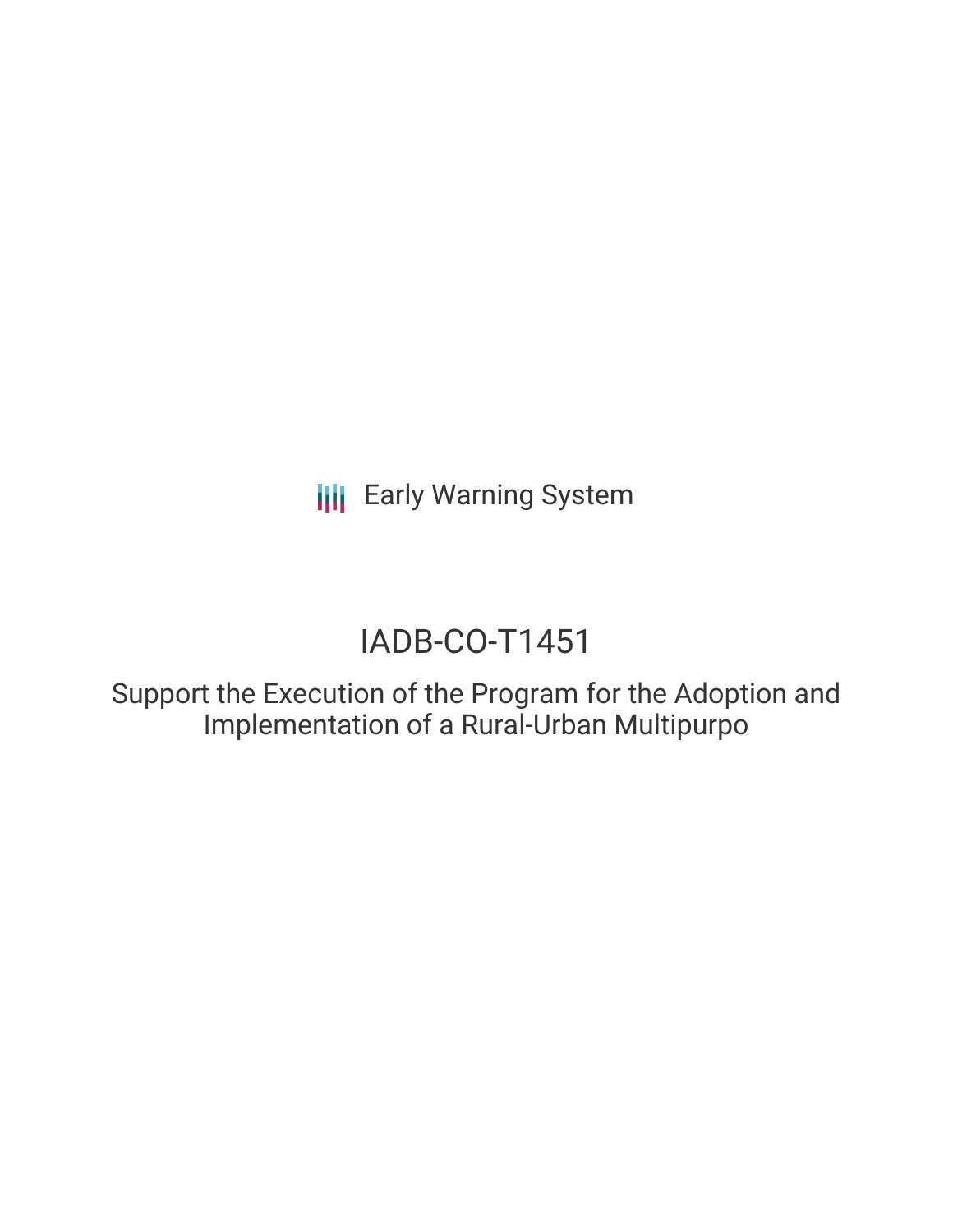Early Warning System

# IADB-CO-T1451

## Support the Execution of the Program for the Adoption and Implementation of a Rural-Urban Multipurpo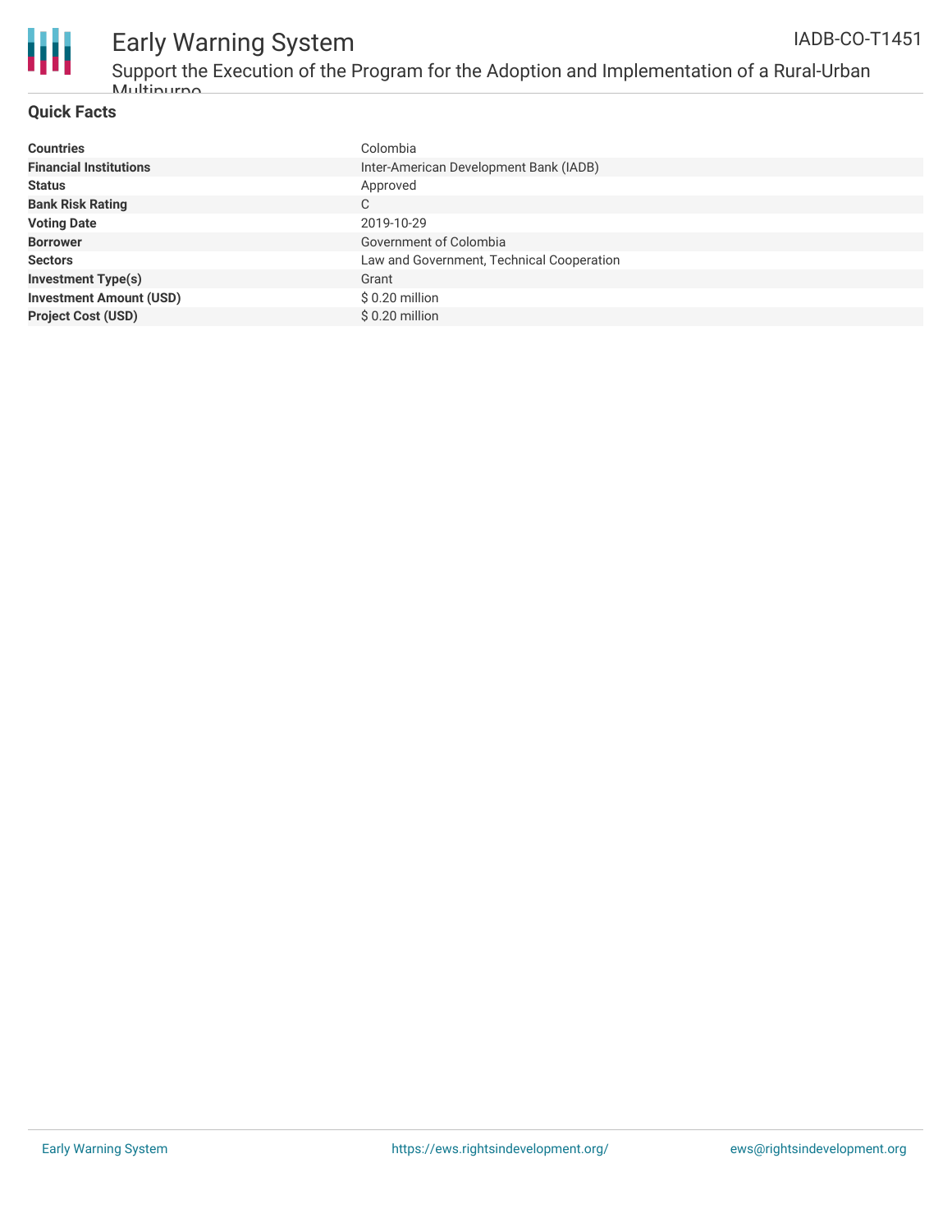## Quick Facts

| | |
|---|---|
| **Countries** | Colombia |
| **Financial Institutions** | Inter-American Development Bank (IADB) |
| **Status** | Approved |
| **Bank Risk Rating** | C |
| **Voting Date** | 2019-10-29 |
| **Borrower** | Government of Colombia |
| **Sectors** | Law and Government, Technical Cooperation |
| **Investment Type(s)** | Grant |
| **Investment Amount (USD)** | $ 0.20 million |
| **Project Cost (USD)** | $ 0.20 million |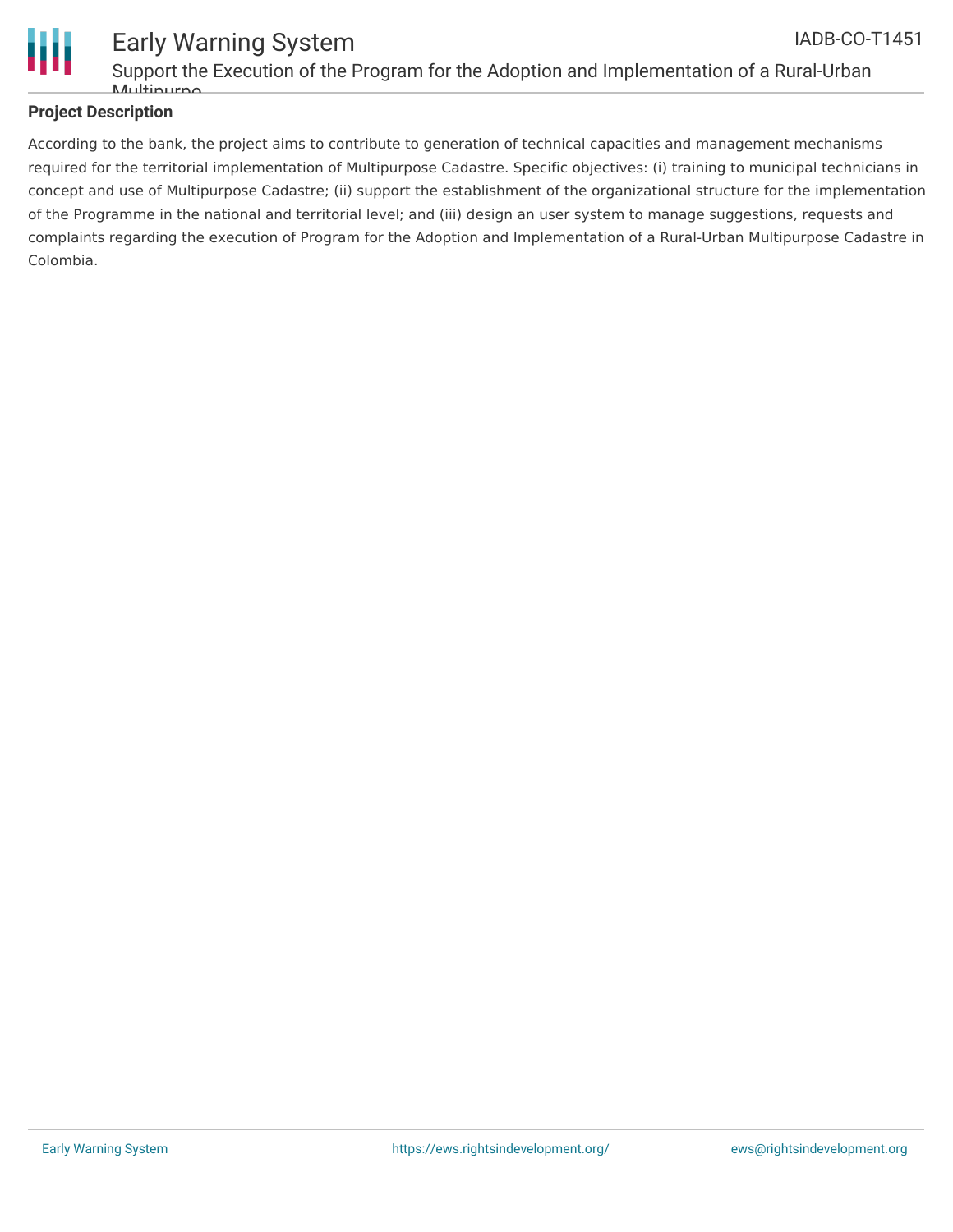## Project Description

According to the bank, the project aims to contribute to generation of technical capacities and management mechanisms required for the territorial implementation of Multipurpose Cadastre. Specific objectives: (i) training to municipal technicians in concept and use of Multipurpose Cadastre; (ii) support the establishment of the organizational structure for the implementation of the Programme in the national and territorial level; and (iii) design an user system to manage suggestions, requests and complaints regarding the execution of Program for the Adoption and Implementation of a Rural-Urban Multipurpose Cadastre in Colombia.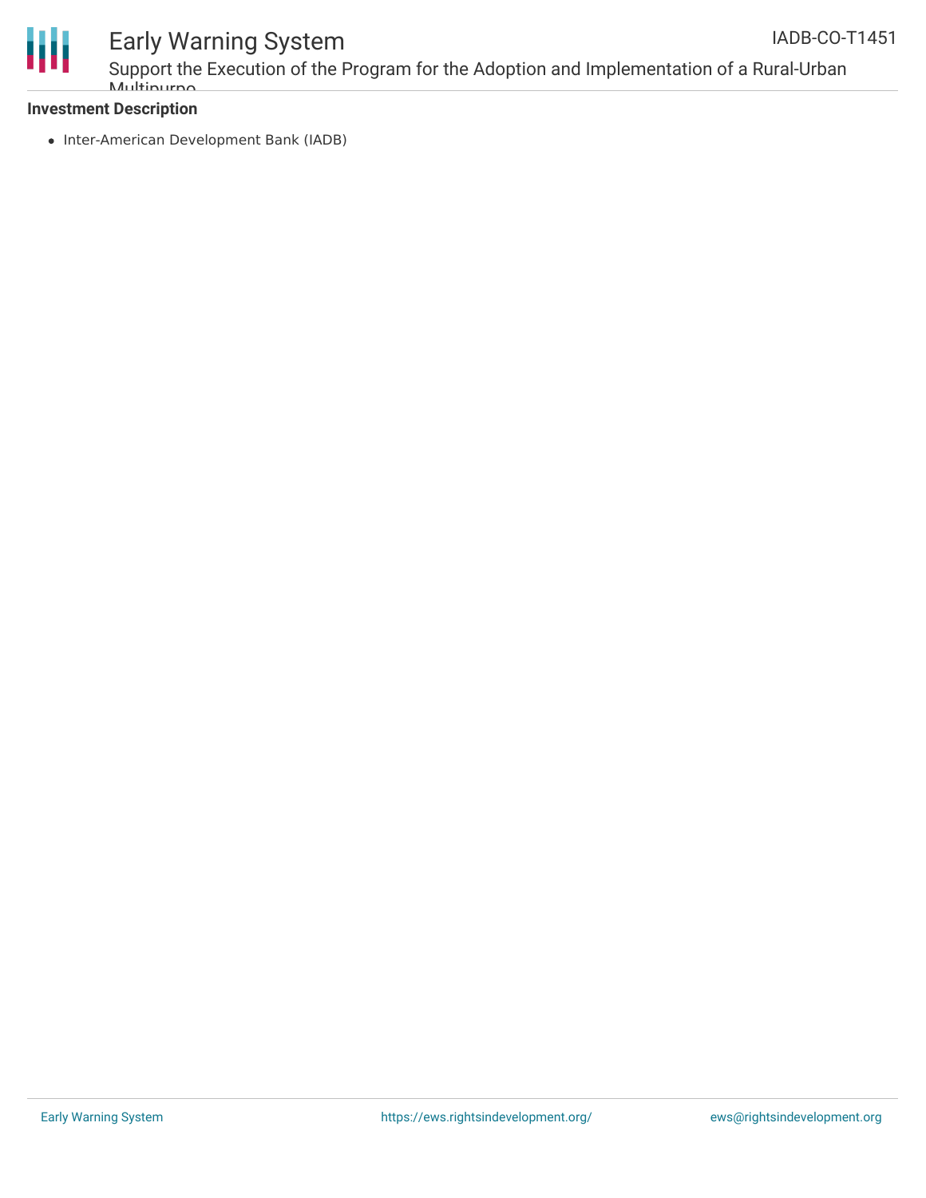**Investment Description**

- Inter-American Development Bank (IADB)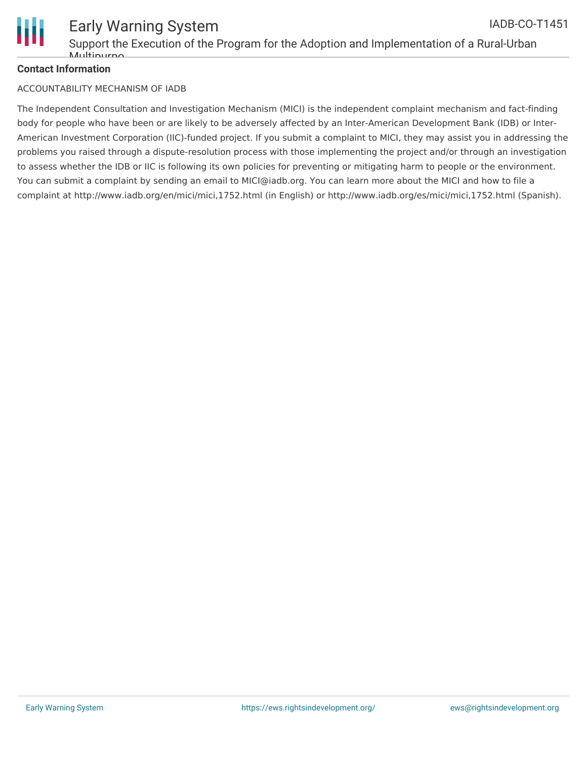**Contact Information**

ACCOUNTABILITY MECHANISM OF IADB

The Independent Consultation and Investigation Mechanism (MICI) is the independent complaint mechanism and fact-finding body for people who have been or are likely to be adversely affected by an Inter-American Development Bank (IDB) or Inter-American Investment Corporation (IIC)-funded project. If you submit a complaint to MICI, they may assist you in addressing the problems you raised through a dispute-resolution process with those implementing the project and/or through an investigation to assess whether the IDB or IIC is following its own policies for preventing or mitigating harm to people or the environment. You can submit a complaint by sending an email to MICI@iadb.org. You can learn more about the MICI and how to file a complaint at http://www.iadb.org/en/mici/mici,1752.html (in English) or http://www.iadb.org/es/mici/mici,1752.html (Spanish).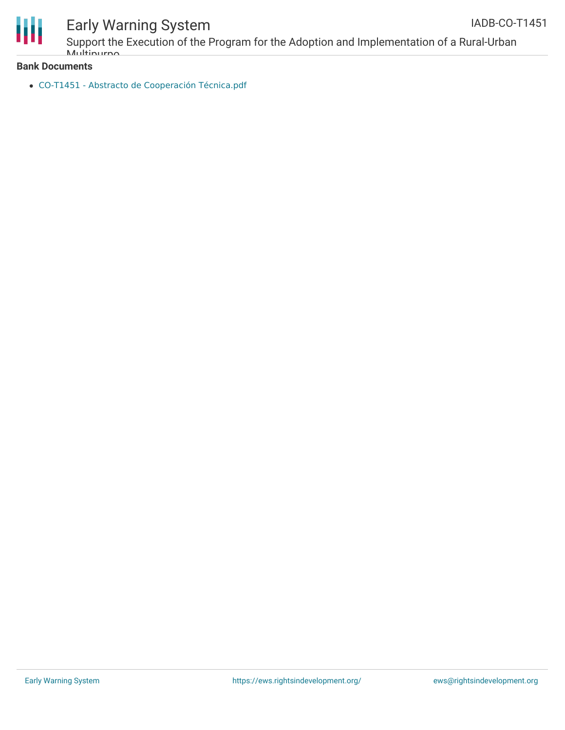**Bank Documents**

- CO-T1451 - Abstracto de Cooperación Técnica.pdf